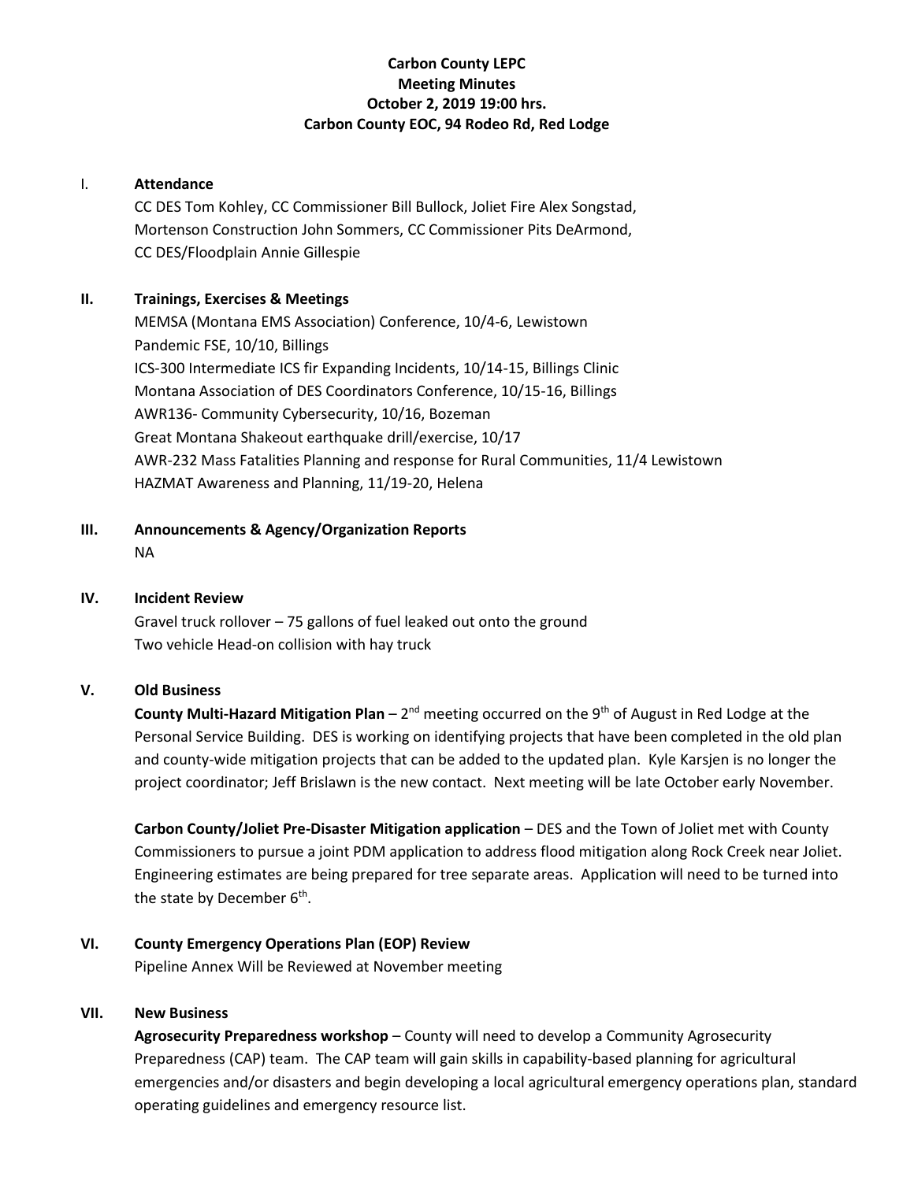**Carbon County LEPC**
**Meeting Minutes**
**October 2, 2019 19:00 hrs.**
**Carbon County EOC, 94 Rodeo Rd, Red Lodge**

## I. Attendance

CC DES Tom Kohley, CC Commissioner Bill Bullock, Joliet Fire Alex Songstad, Mortenson Construction John Sommers, CC Commissioner Pits DeArmond, CC DES/Floodplain Annie Gillespie

## II. Trainings, Exercises & Meetings

MEMSA (Montana EMS Association) Conference, 10/4-6, Lewistown
Pandemic FSE, 10/10, Billings
ICS-300 Intermediate ICS fir Expanding Incidents, 10/14-15, Billings Clinic
Montana Association of DES Coordinators Conference, 10/15-16, Billings
AWR136- Community Cybersecurity, 10/16, Bozeman
Great Montana Shakeout earthquake drill/exercise, 10/17
AWR-232 Mass Fatalities Planning and response for Rural Communities, 11/4 Lewistown
HAZMAT Awareness and Planning, 11/19-20, Helena

## III. Announcements & Agency/Organization Reports

NA

## IV. Incident Review

Gravel truck rollover – 75 gallons of fuel leaked out onto the ground
Two vehicle Head-on collision with hay truck

## V. Old Business

**County Multi-Hazard Mitigation Plan** – 2nd meeting occurred on the 9th of August in Red Lodge at the Personal Service Building. DES is working on identifying projects that have been completed in the old plan and county-wide mitigation projects that can be added to the updated plan. Kyle Karsjen is no longer the project coordinator; Jeff Brislawn is the new contact. Next meeting will be late October early November.

**Carbon County/Joliet Pre-Disaster Mitigation application** – DES and the Town of Joliet met with County Commissioners to pursue a joint PDM application to address flood mitigation along Rock Creek near Joliet. Engineering estimates are being prepared for tree separate areas. Application will need to be turned into the state by December 6th.

## VI. County Emergency Operations Plan (EOP) Review

Pipeline Annex Will be Reviewed at November meeting

## VII. New Business

**Agrosecurity Preparedness workshop** – County will need to develop a Community Agrosecurity Preparedness (CAP) team. The CAP team will gain skills in capability-based planning for agricultural emergencies and/or disasters and begin developing a local agricultural emergency operations plan, standard operating guidelines and emergency resource list.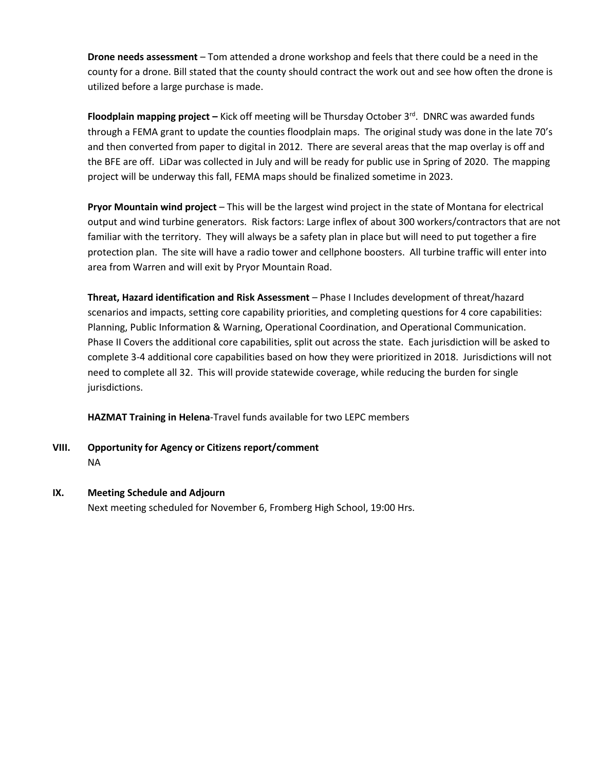**Drone needs assessment** – Tom attended a drone workshop and feels that there could be a need in the county for a drone. Bill stated that the county should contract the work out and see how often the drone is utilized before a large purchase is made.

**Floodplain mapping project –** Kick off meeting will be Thursday October 3rd. DNRC was awarded funds through a FEMA grant to update the counties floodplain maps. The original study was done in the late 70's and then converted from paper to digital in 2012. There are several areas that the map overlay is off and the BFE are off. LiDar was collected in July and will be ready for public use in Spring of 2020. The mapping project will be underway this fall, FEMA maps should be finalized sometime in 2023.

**Pryor Mountain wind project** – This will be the largest wind project in the state of Montana for electrical output and wind turbine generators. Risk factors: Large inflex of about 300 workers/contractors that are not familiar with the territory. They will always be a safety plan in place but will need to put together a fire protection plan. The site will have a radio tower and cellphone boosters. All turbine traffic will enter into area from Warren and will exit by Pryor Mountain Road.

**Threat, Hazard identification and Risk Assessment** – Phase I Includes development of threat/hazard scenarios and impacts, setting core capability priorities, and completing questions for 4 core capabilities: Planning, Public Information & Warning, Operational Coordination, and Operational Communication. Phase II Covers the additional core capabilities, split out across the state. Each jurisdiction will be asked to complete 3-4 additional core capabilities based on how they were prioritized in 2018. Jurisdictions will not need to complete all 32. This will provide statewide coverage, while reducing the burden for single jurisdictions.

**HAZMAT Training in Helena**-Travel funds available for two LEPC members

## VIII. Opportunity for Agency or Citizens report/comment

NA

## IX. Meeting Schedule and Adjourn

Next meeting scheduled for November 6, Fromberg High School, 19:00 Hrs.